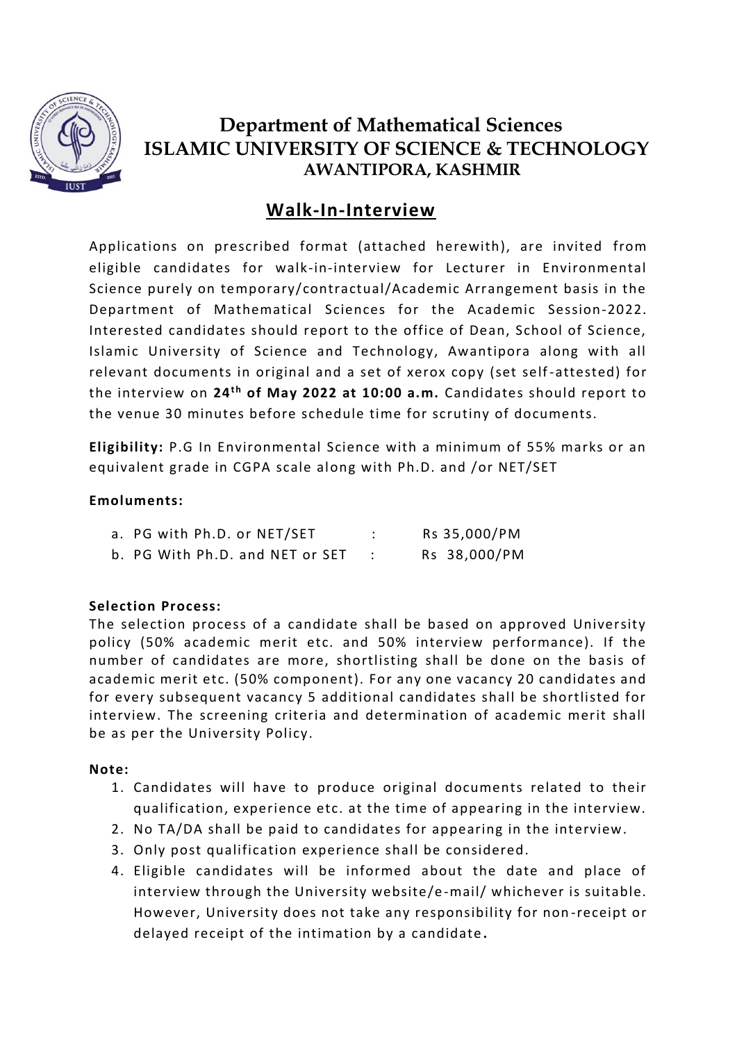# Department of Mathematical Sciences
## ISLAMIC UNIVERSITY OF SCIENCE & TECHNOLOGY
### AWANTIPORA, KASHMIR

## Walk-In-Interview

Applications on prescribed format (attached herewith), are invited from eligible candidates for walk-in-interview for Lecturer in Environmental Science purely on temporary/contractual/Academic Arrangement basis in the Department of Mathematical Sciences for the Academic Session-2022. Interested candidates should report to the office of Dean, School of Science, Islamic University of Science and Technology, Awantipora along with all relevant documents in original and a set of xerox copy (set self-attested) for the interview on **24th of May 2022 at 10:00 a.m.** Candidates should report to the venue 30 minutes before schedule time for scrutiny of documents.

**Eligibility:** P.G In Environmental Science with a minimum of 55% marks or an equivalent grade in CGPA scale along with Ph.D. and /or NET/SET

**Emoluments:**

a. PG with Ph.D. or NET/SET : Rs 35,000/PM
b. PG With Ph.D. and NET or SET : Rs 38,000/PM

**Selection Process:**
The selection process of a candidate shall be based on approved University policy (50% academic merit etc. and 50% interview performance). If the number of candidates are more, shortlisting shall be done on the basis of academic merit etc. (50% component). For any one vacancy 20 candidates and for every subsequent vacancy 5 additional candidates shall be shortlisted for interview. The screening criteria and determination of academic merit shall be as per the University Policy.

**Note:**

1. Candidates will have to produce original documents related to their qualification, experience etc. at the time of appearing in the interview.
2. No TA/DA shall be paid to candidates for appearing in the interview.
3. Only post qualification experience shall be considered.
4. Eligible candidates will be informed about the date and place of interview through the University website/e-mail/ whichever is suitable. However, University does not take any responsibility for non-receipt or delayed receipt of the intimation by a candidate.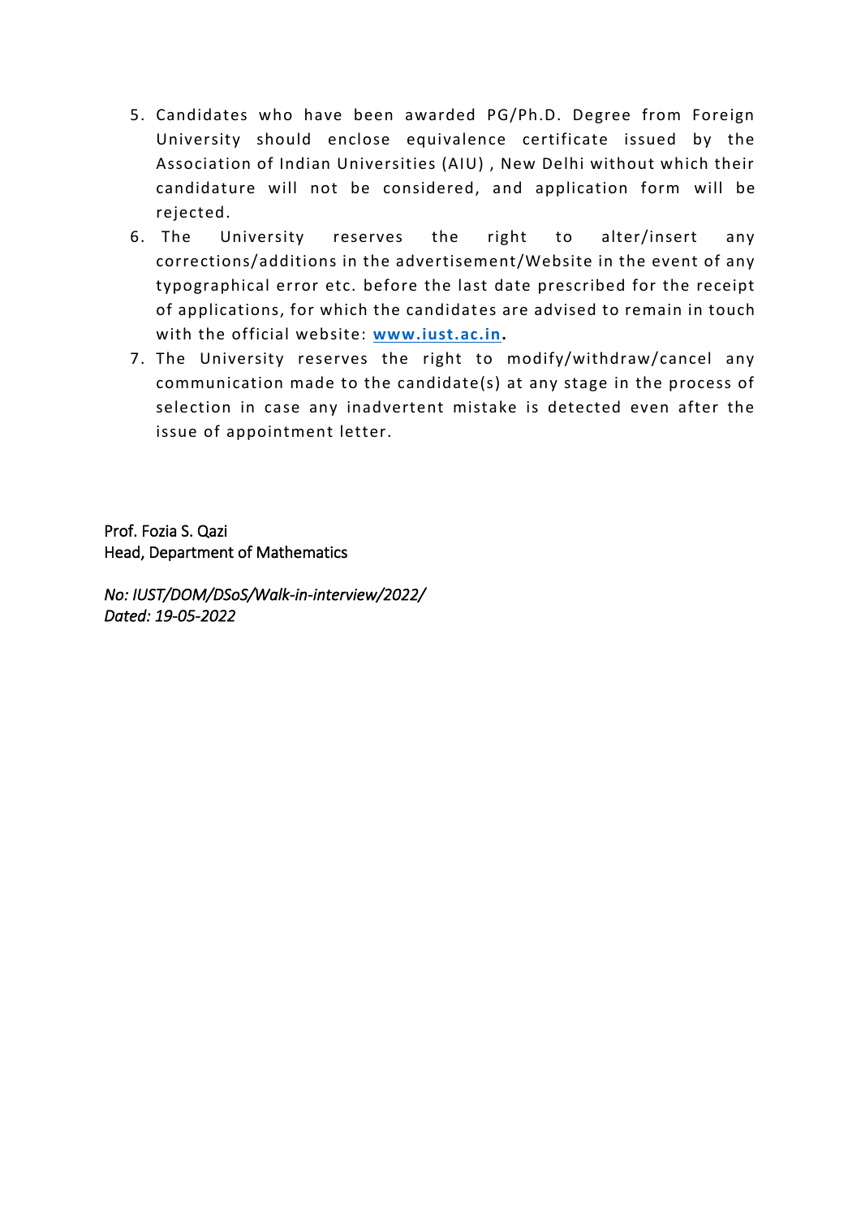5. Candidates who have been awarded PG/Ph.D. Degree from Foreign University should enclose equivalence certificate issued by the Association of Indian Universities (AIU) , New Delhi without which their candidature will not be considered, and application form will be rejected.
6. The University reserves the right to alter/insert any corrections/additions in the advertisement/Website in the event of any typographical error etc. before the last date prescribed for the receipt of applications, for which the candidates are advised to remain in touch with the official website: **[www.iust.ac.in](http://www.iust.ac.in).**
7. The University reserves the right to modify/withdraw/cancel any communication made to the candidate(s) at any stage in the process of selection in case any inadvertent mistake is detected even after the issue of appointment letter.

Prof. Fozia S. Qazi
Head, Department of Mathematics

*No: IUST/DOM/DSoS/Walk-in-interview/2022/*
*Dated: 19-05-2022*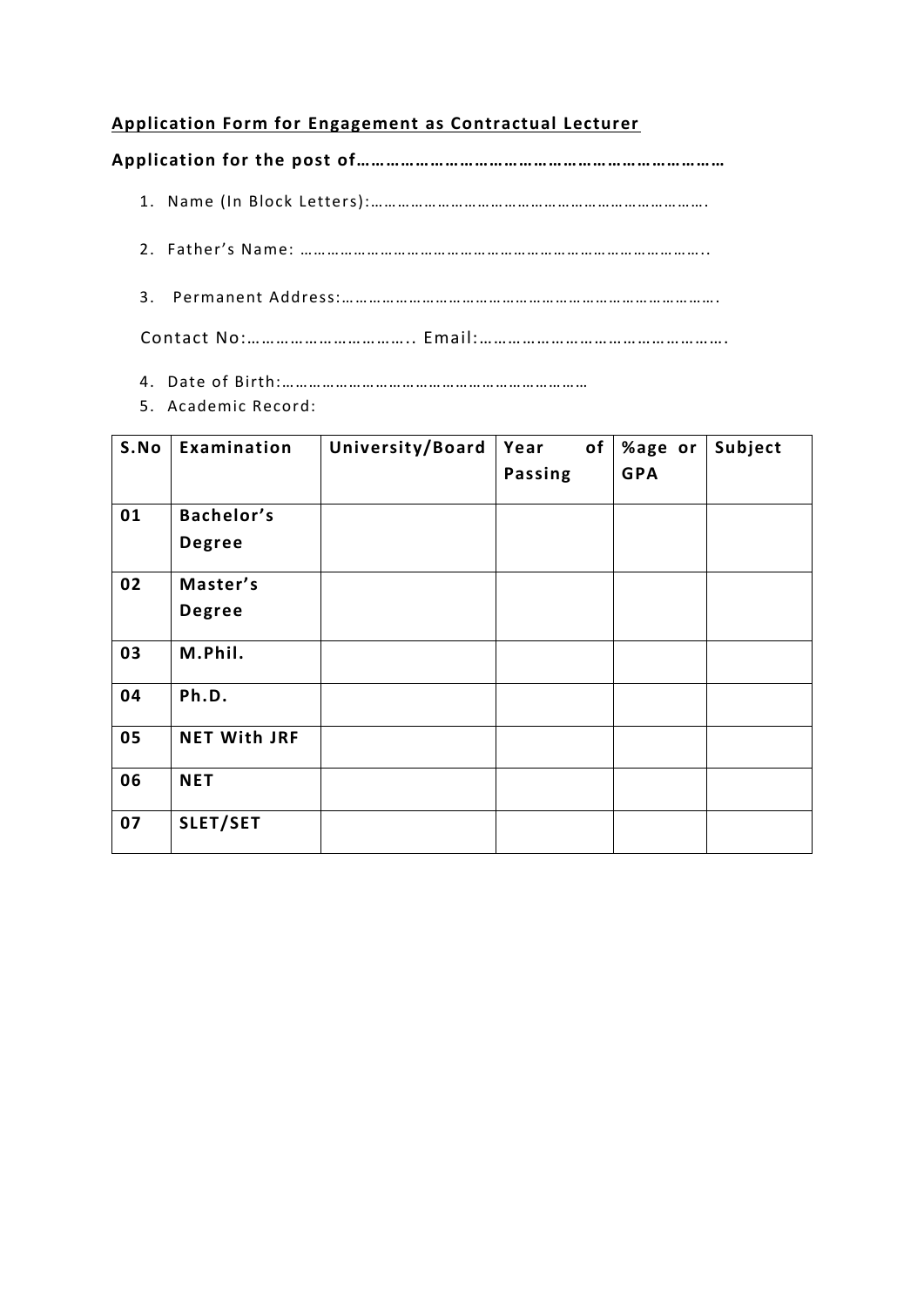**Application Form for Engagement as Contractual Lecturer**

**Application for the post of………………………………………………………………**

1. Name (In Block Letters):………………………………………………………………….
2. Father's Name: …………………………………………………………………………..
3. Permanent Address:……………………………………………………………………….

Contact No:………………………….. Email:………………………………………….

4. Date of Birth:…………………………………………………………
5. Academic Record:

| S.No | Examination | University/Board | Year of Passing | %age or GPA | Subject |
|---|---|---|---|---|---|
| 01 | Bachelor's Degree | | | | |
| 02 | Master's Degree | | | | |
| 03 | M.Phil. | | | | |
| 04 | Ph.D. | | | | |
| 05 | NET With JRF | | | | |
| 06 | NET | | | | |
| 07 | SLET/SET | | | | |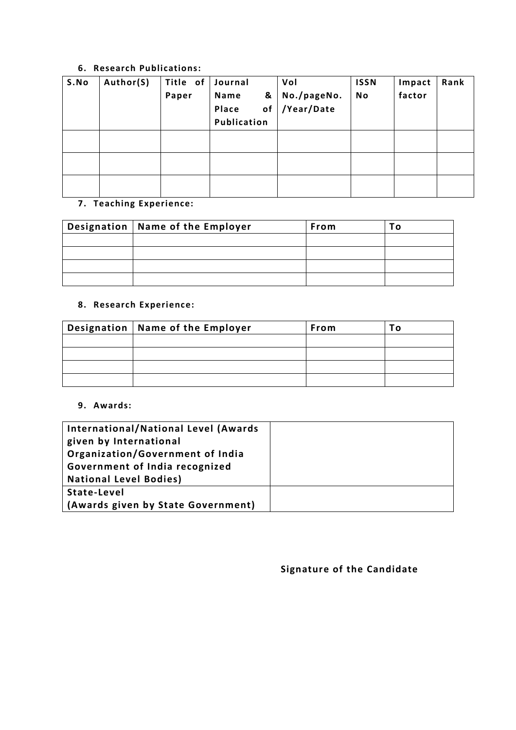6. **Research Publications:**

| S.No | Author(S) | Title of Paper | Journal Name & Place of Publication | Vol No./pageNo. /Year/Date | ISSN No | Impact factor | Rank |
|---|---|---|---|---|---|---|---|
| | | | | | | | |
| | | | | | | | |
| | | | | | | | |

7. **Teaching Experience:**

| Designation | Name of the Employer | From | To |
|---|---|---|---|
| | | | |
| | | | |
| | | | |
| | | | |

8. **Research Experience:**

| Designation | Name of the Employer | From | To |
|---|---|---|---|
| | | | |
| | | | |
| | | | |
| | | | |

9. **Awards:**

| | |
|---|---|
| **International/National Level (Awards given by International Organization/Government of India Government of India recognized National Level Bodies)** | |
| **State-Level (Awards given by State Government)** | |

**Signature of the Candidate**